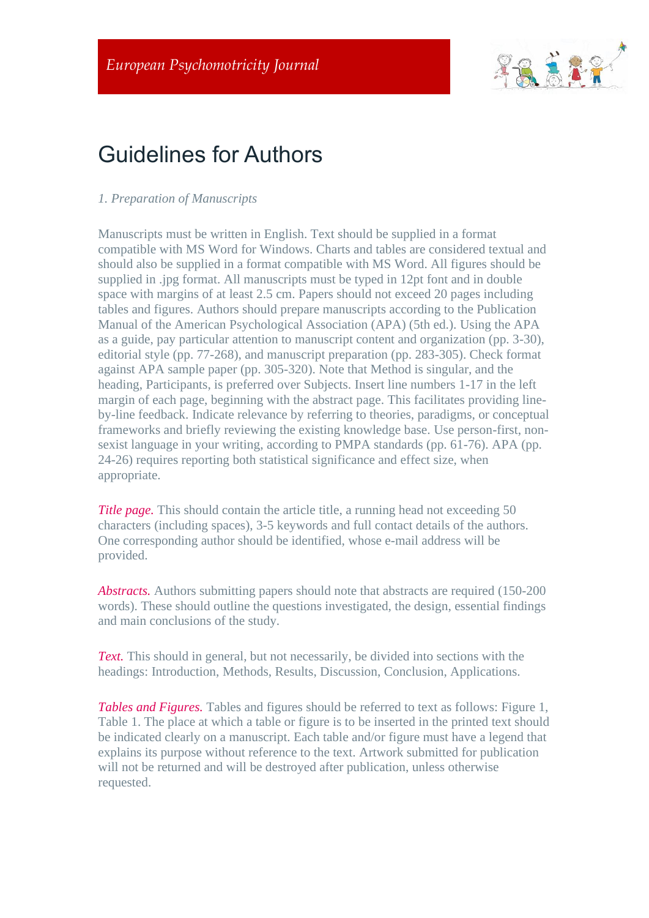European Psychomotricity Journal

# Guidelines for Authors

*1. Preparation of Manuscripts*

Manuscripts must be written in English. Text should be supplied in a format compatible with MS Word for Windows. Charts and tables are considered textual and should also be supplied in a format compatible with MS Word. All figures should be supplied in .jpg format. All manuscripts must be typed in 12pt font and in double space with margins of at least 2.5 cm. Papers should not exceed 20 pages including tables and figures. Authors should prepare manuscripts according to the Publication Manual of the American Psychological Association (APA) (5th ed.). Using the APA as a guide, pay particular attention to manuscript content and organization (pp. 3-30), editorial style (pp. 77-268), and manuscript preparation (pp. 283-305). Check format against APA sample paper (pp. 305-320). Note that Method is singular, and the heading, Participants, is preferred over Subjects. Insert line numbers 1-17 in the left margin of each page, beginning with the abstract page. This facilitates providing line-by-line feedback. Indicate relevance by referring to theories, paradigms, or conceptual frameworks and briefly reviewing the existing knowledge base. Use person-first, non-sexist language in your writing, according to PMPA standards (pp. 61-76). APA (pp. 24-26) requires reporting both statistical significance and effect size, when appropriate.

*Title page.* This should contain the article title, a running head not exceeding 50 characters (including spaces), 3-5 keywords and full contact details of the authors. One corresponding author should be identified, whose e-mail address will be provided.

*Abstracts.* Authors submitting papers should note that abstracts are required (150-200 words). These should outline the questions investigated, the design, essential findings and main conclusions of the study.

*Text.* This should in general, but not necessarily, be divided into sections with the headings: Introduction, Methods, Results, Discussion, Conclusion, Applications.

*Tables and Figures.* Tables and figures should be referred to text as follows: Figure 1, Table 1. The place at which a table or figure is to be inserted in the printed text should be indicated clearly on a manuscript. Each table and/or figure must have a legend that explains its purpose without reference to the text. Artwork submitted for publication will not be returned and will be destroyed after publication, unless otherwise requested.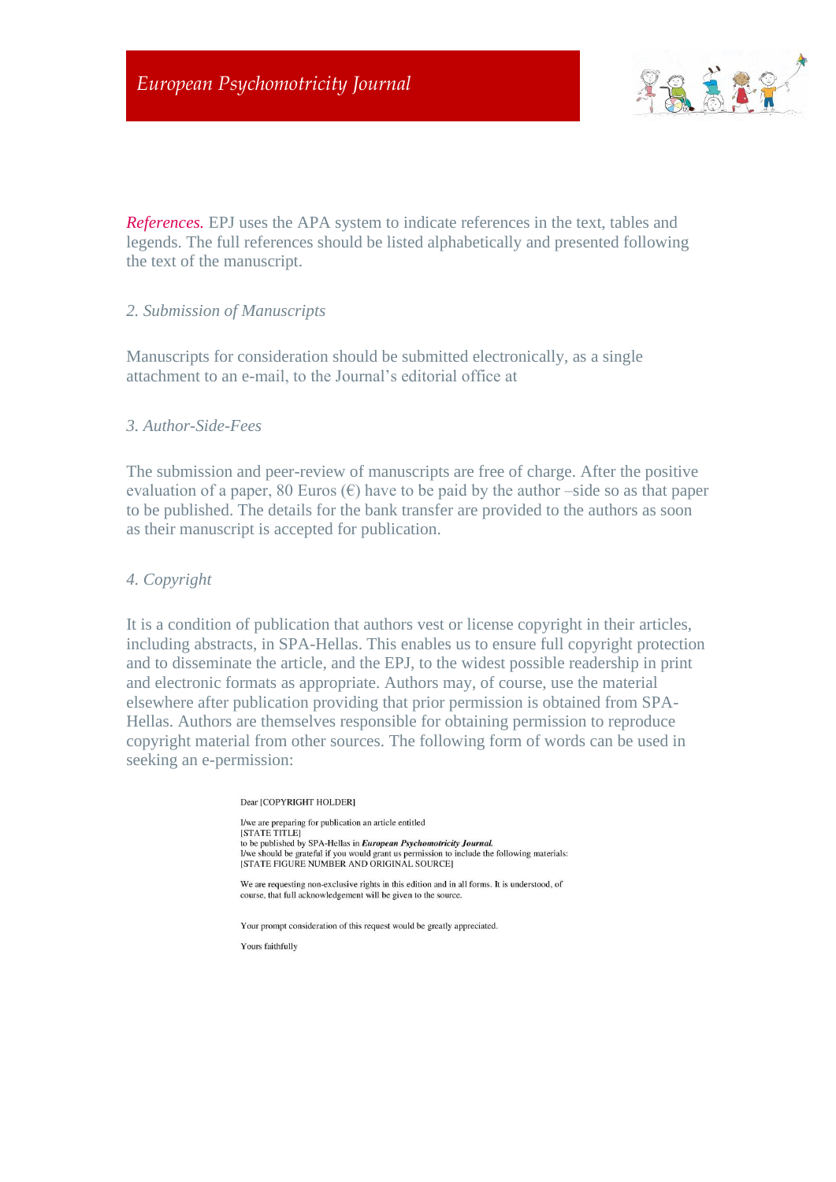*References.* EPJ uses the APA system to indicate references in the text, tables and legends. The full references should be listed alphabetically and presented following the text of the manuscript.

## *2. Submission of Manuscripts*

Manuscripts for consideration should be submitted electronically, as a single attachment to an e-mail, to the Journal's editorial office at

## *3. Author-Side-Fees*

The submission and peer-review of manuscripts are free of charge. After the positive evaluation of a paper, 80 Euros (€) have to be paid by the author –side so as that paper to be published. The details for the bank transfer are provided to the authors as soon as their manuscript is accepted for publication.

## *4. Copyright*

It is a condition of publication that authors vest or license copyright in their articles, including abstracts, in SPA-Hellas. This enables us to ensure full copyright protection and to disseminate the article, and the EPJ, to the widest possible readership in print and electronic formats as appropriate. Authors may, of course, use the material elsewhere after publication providing that prior permission is obtained from SPA-Hellas. Authors are themselves responsible for obtaining permission to reproduce copyright material from other sources. The following form of words can be used in seeking an e-permission:

Dear [COPYRIGHT HOLDER]

I/we are preparing for publication an article entitled
[STATE TITLE]
to be published by SPA-Hellas in ***European Psychomotricity Journal.***
I/we should be grateful if you would grant us permission to include the following materials:
[STATE FIGURE NUMBER AND ORIGINAL SOURCE]

We are requesting non-exclusive rights in this edition and in all forms. It is understood, of course, that full acknowledgement will be given to the source.

Your prompt consideration of this request would be greatly appreciated.

Yours faithfully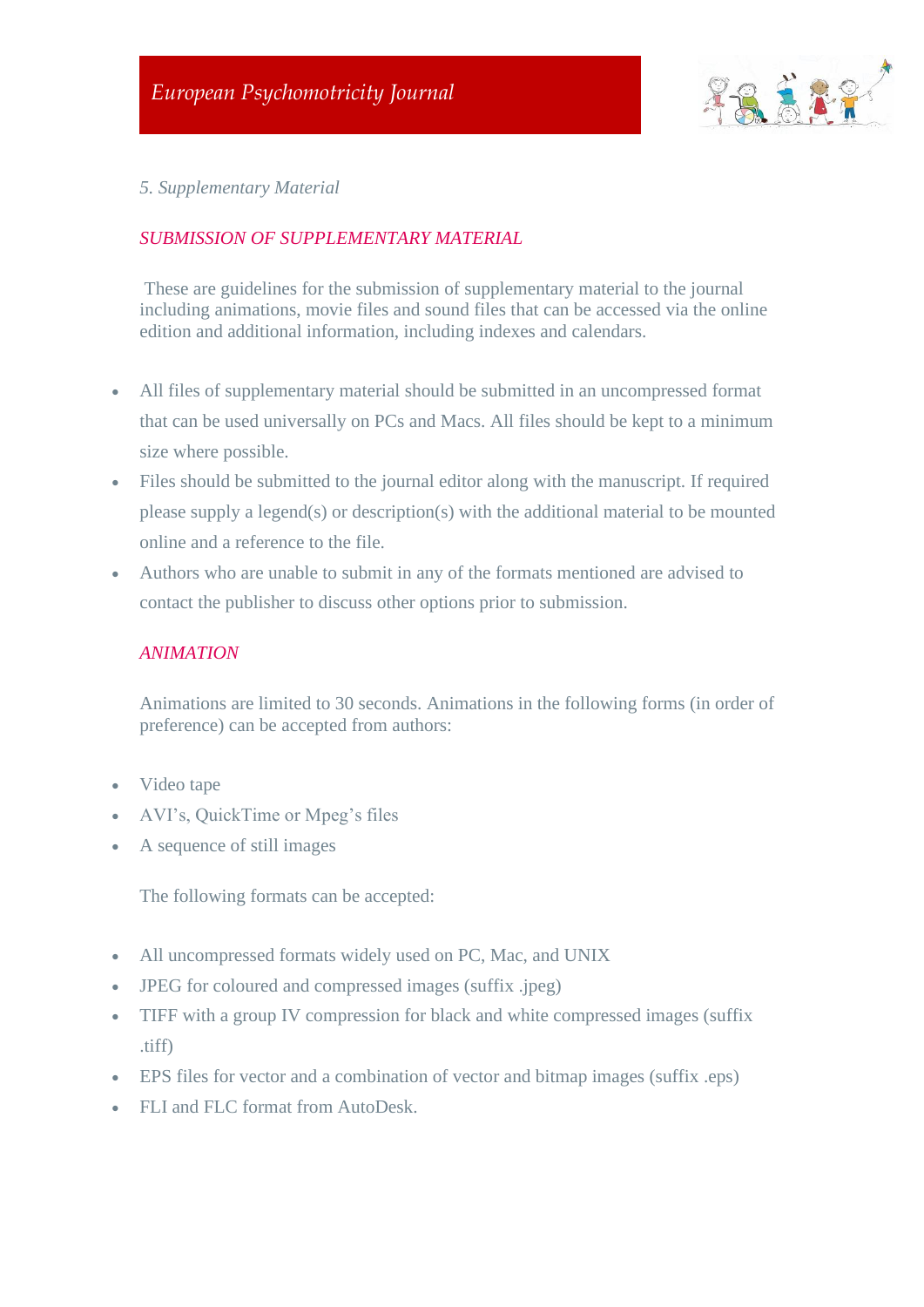*5. Supplementary Material*

## *SUBMISSION OF SUPPLEMENTARY MATERIAL*

These are guidelines for the submission of supplementary material to the journal including animations, movie files and sound files that can be accessed via the online edition and additional information, including indexes and calendars.

- All files of supplementary material should be submitted in an uncompressed format that can be used universally on PCs and Macs. All files should be kept to a minimum size where possible.
- Files should be submitted to the journal editor along with the manuscript. If required please supply a legend(s) or description(s) with the additional material to be mounted online and a reference to the file.
- Authors who are unable to submit in any of the formats mentioned are advised to contact the publisher to discuss other options prior to submission.

## *ANIMATION*

Animations are limited to 30 seconds. Animations in the following forms (in order of preference) can be accepted from authors:

- Video tape
- AVI's, QuickTime or Mpeg's files
- A sequence of still images

The following formats can be accepted:

- All uncompressed formats widely used on PC, Mac, and UNIX
- JPEG for coloured and compressed images (suffix .jpeg)
- TIFF with a group IV compression for black and white compressed images (suffix .tiff)
- EPS files for vector and a combination of vector and bitmap images (suffix .eps)
- FLI and FLC format from AutoDesk.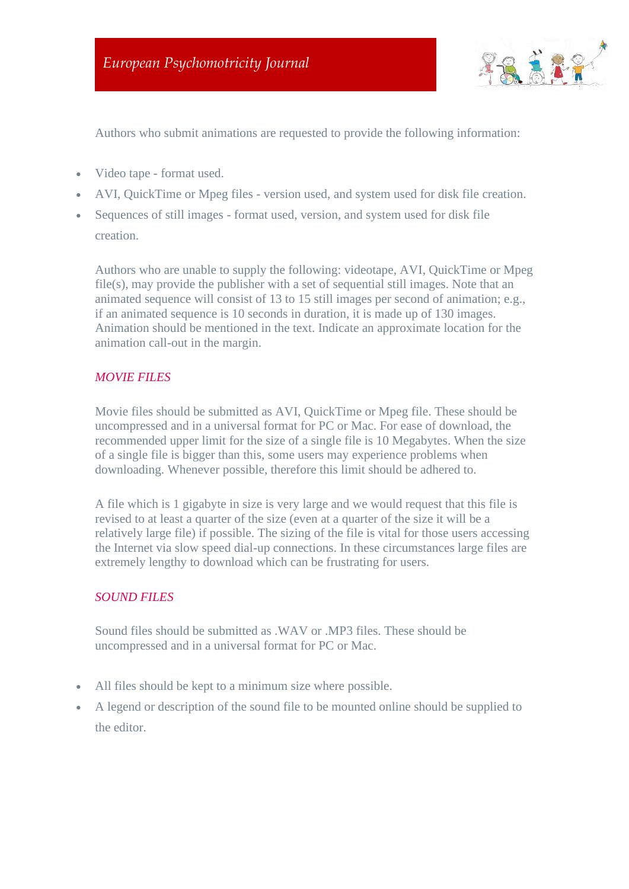Authors who submit animations are requested to provide the following information:

- Video tape - format used.
- AVI, QuickTime or Mpeg files - version used, and system used for disk file creation.
- Sequences of still images - format used, version, and system used for disk file creation.

Authors who are unable to supply the following: videotape, AVI, QuickTime or Mpeg file(s), may provide the publisher with a set of sequential still images. Note that an animated sequence will consist of 13 to 15 still images per second of animation; e.g., if an animated sequence is 10 seconds in duration, it is made up of 130 images. Animation should be mentioned in the text. Indicate an approximate location for the animation call-out in the margin.

### *MOVIE FILES*

Movie files should be submitted as AVI, QuickTime or Mpeg file. These should be uncompressed and in a universal format for PC or Mac. For ease of download, the recommended upper limit for the size of a single file is 10 Megabytes. When the size of a single file is bigger than this, some users may experience problems when downloading. Whenever possible, therefore this limit should be adhered to.

A file which is 1 gigabyte in size is very large and we would request that this file is revised to at least a quarter of the size (even at a quarter of the size it will be a relatively large file) if possible. The sizing of the file is vital for those users accessing the Internet via slow speed dial-up connections. In these circumstances large files are extremely lengthy to download which can be frustrating for users.

### *SOUND FILES*

Sound files should be submitted as .WAV or .MP3 files. These should be uncompressed and in a universal format for PC or Mac.

- All files should be kept to a minimum size where possible.
- A legend or description of the sound file to be mounted online should be supplied to the editor.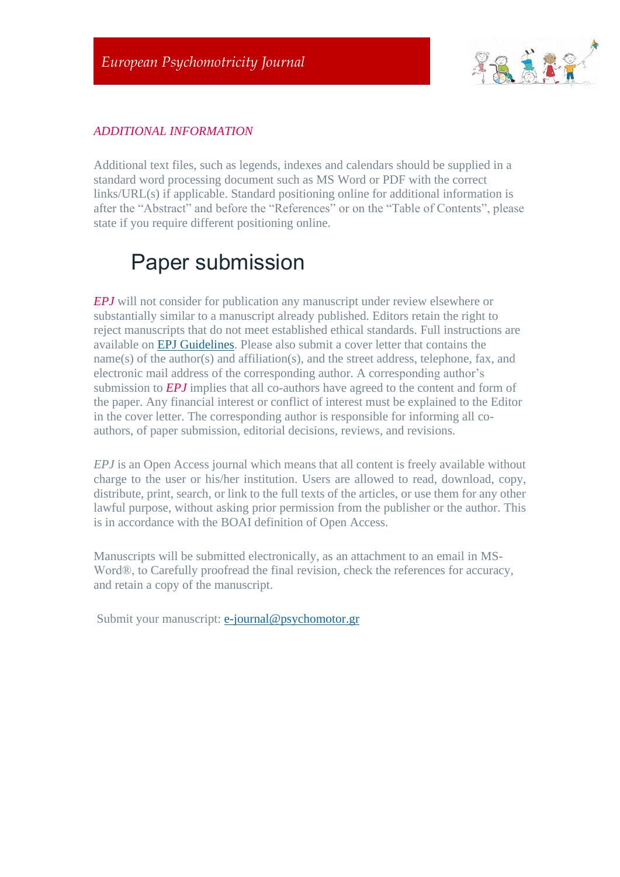*ADDITIONAL INFORMATION*

Additional text files, such as legends, indexes and calendars should be supplied in a standard word processing document such as MS Word or PDF with the correct links/URL(s) if applicable. Standard positioning online for additional information is after the “Abstract” and before the “References” or on the “Table of Contents”, please state if you require different positioning online.

# Paper submission

*EPJ* will not consider for publication any manuscript under review elsewhere or substantially similar to a manuscript already published. Editors retain the right to reject manuscripts that do not meet established ethical standards. Full instructions are available on EPJ Guidelines. Please also submit a cover letter that contains the name(s) of the author(s) and affiliation(s), and the street address, telephone, fax, and electronic mail address of the corresponding author. A corresponding author’s submission to *EPJ* implies that all co-authors have agreed to the content and form of the paper. Any financial interest or conflict of interest must be explained to the Editor in the cover letter. The corresponding author is responsible for informing all co-authors, of paper submission, editorial decisions, reviews, and revisions.

*EPJ* is an Open Access journal which means that all content is freely available without charge to the user or his/her institution. Users are allowed to read, download, copy, distribute, print, search, or link to the full texts of the articles, or use them for any other lawful purpose, without asking prior permission from the publisher or the author. This is in accordance with the BOAI definition of Open Access.

Manuscripts will be submitted electronically, as an attachment to an email in MS-Word®, to Carefully proofread the final revision, check the references for accuracy, and retain a copy of the manuscript.

Submit your manuscript: e-journal@psychomotor.gr